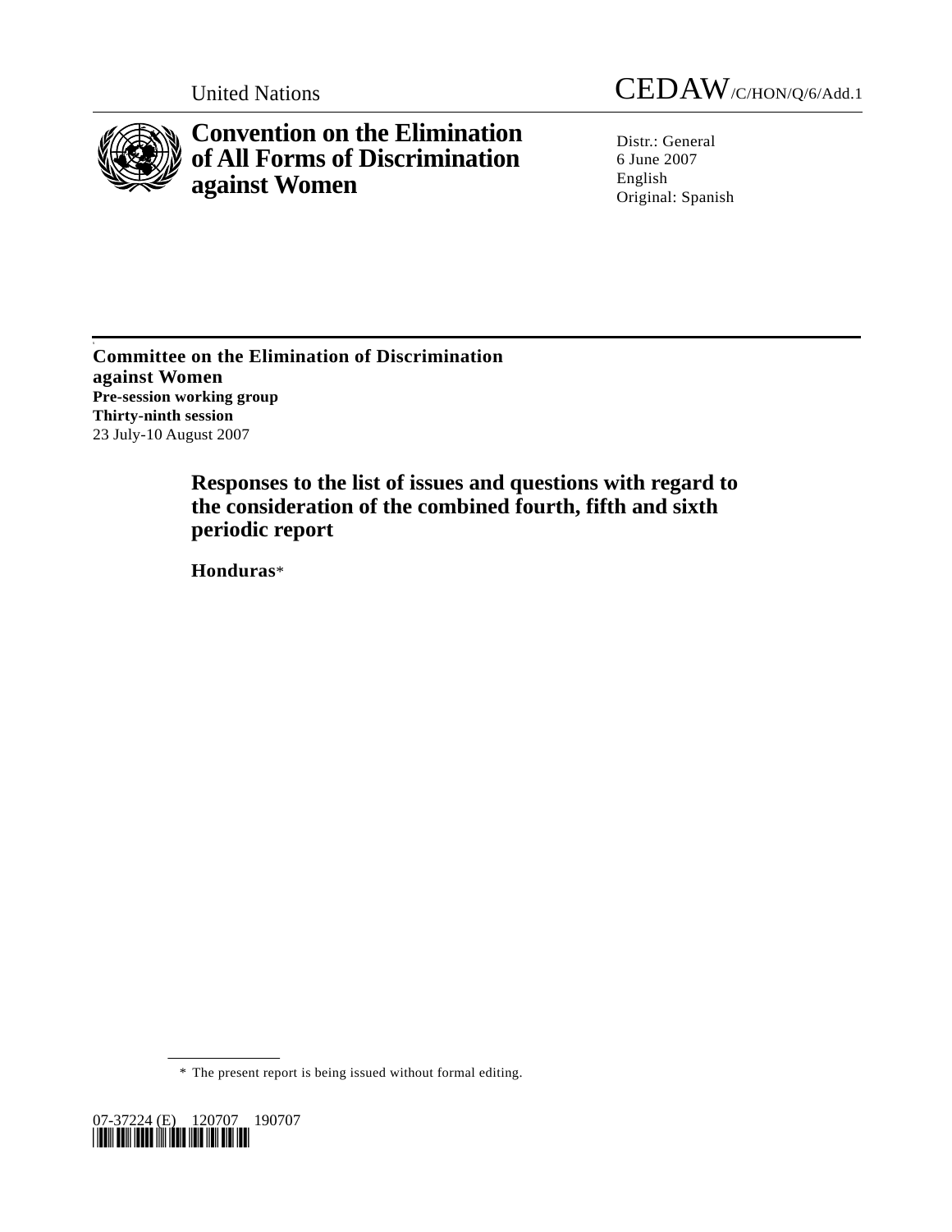United Nations CEDAW/C/HON/Q/6/Add.1

# Convention on the Elimination of All Forms of Discrimination against Women

Distr.: General
6 June 2007
English
Original: Spanish

**Committee on the Elimination of Discrimination against Women**
**Pre-session working group**
**Thirty-ninth session**
23 July-10 August 2007

## Responses to the list of issues and questions with regard to the consideration of the combined fourth, fifth and sixth periodic report

**Honduras***

\* The present report is being issued without formal editing.

07-37224 (E) 120707 190707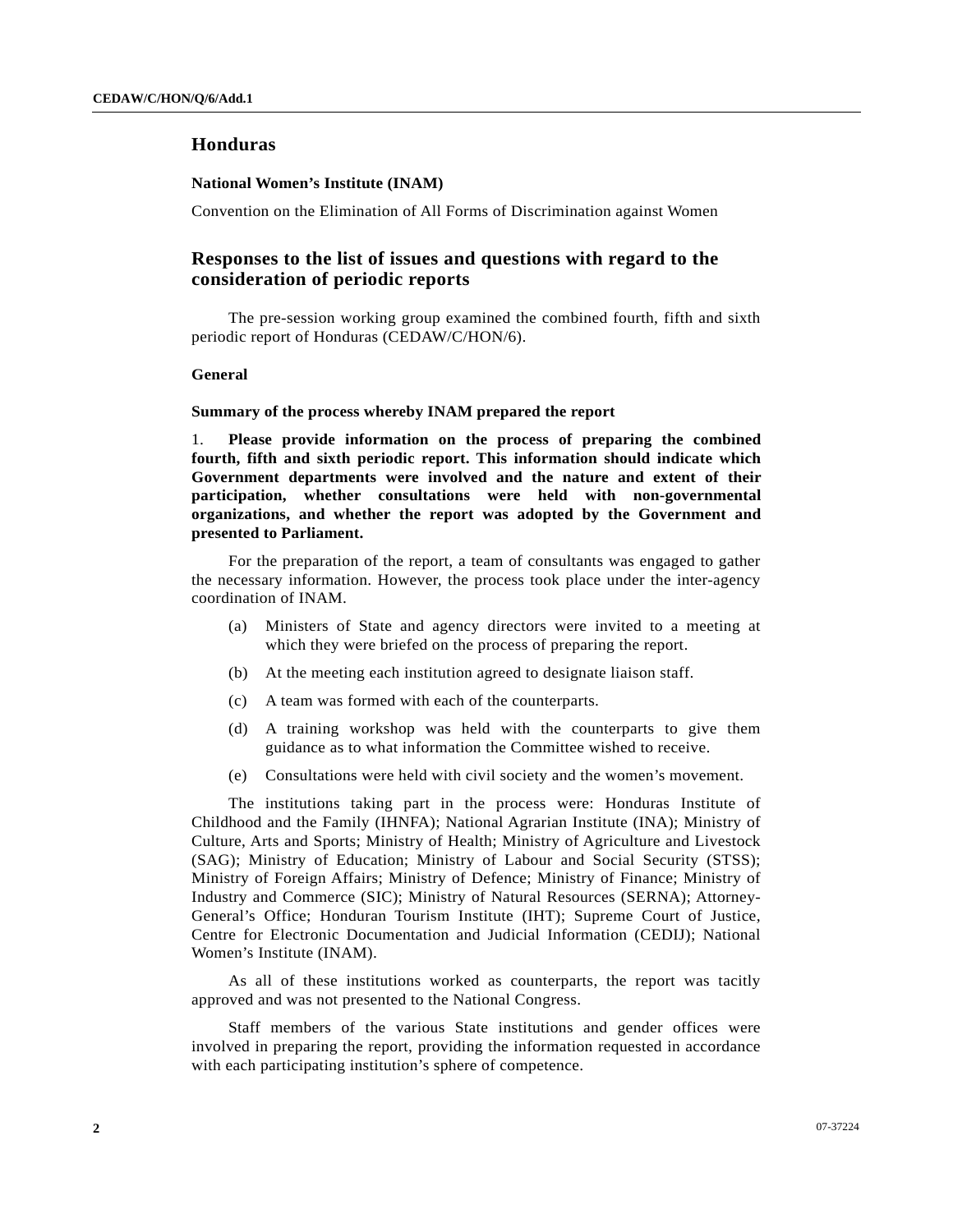# Honduras

**National Women's Institute (INAM)**

Convention on the Elimination of All Forms of Discrimination against Women

## Responses to the list of issues and questions with regard to the consideration of periodic reports

The pre-session working group examined the combined fourth, fifth and sixth periodic report of Honduras (CEDAW/C/HON/6).

### General

**Summary of the process whereby INAM prepared the report**

1. **Please provide information on the process of preparing the combined fourth, fifth and sixth periodic report. This information should indicate which Government departments were involved and the nature and extent of their participation, whether consultations were held with non-governmental organizations, and whether the report was adopted by the Government and presented to Parliament.**

For the preparation of the report, a team of consultants was engaged to gather the necessary information. However, the process took place under the inter-agency coordination of INAM.

(a) Ministers of State and agency directors were invited to a meeting at which they were briefed on the process of preparing the report.

(b) At the meeting each institution agreed to designate liaison staff.

(c) A team was formed with each of the counterparts.

(d) A training workshop was held with the counterparts to give them guidance as to what information the Committee wished to receive.

(e) Consultations were held with civil society and the women's movement.

The institutions taking part in the process were: Honduras Institute of Childhood and the Family (IHNFA); National Agrarian Institute (INA); Ministry of Culture, Arts and Sports; Ministry of Health; Ministry of Agriculture and Livestock (SAG); Ministry of Education; Ministry of Labour and Social Security (STSS); Ministry of Foreign Affairs; Ministry of Defence; Ministry of Finance; Ministry of Industry and Commerce (SIC); Ministry of Natural Resources (SERNA); Attorney-General's Office; Honduran Tourism Institute (IHT); Supreme Court of Justice, Centre for Electronic Documentation and Judicial Information (CEDIJ); National Women's Institute (INAM).

As all of these institutions worked as counterparts, the report was tacitly approved and was not presented to the National Congress.

Staff members of the various State institutions and gender offices were involved in preparing the report, providing the information requested in accordance with each participating institution's sphere of competence.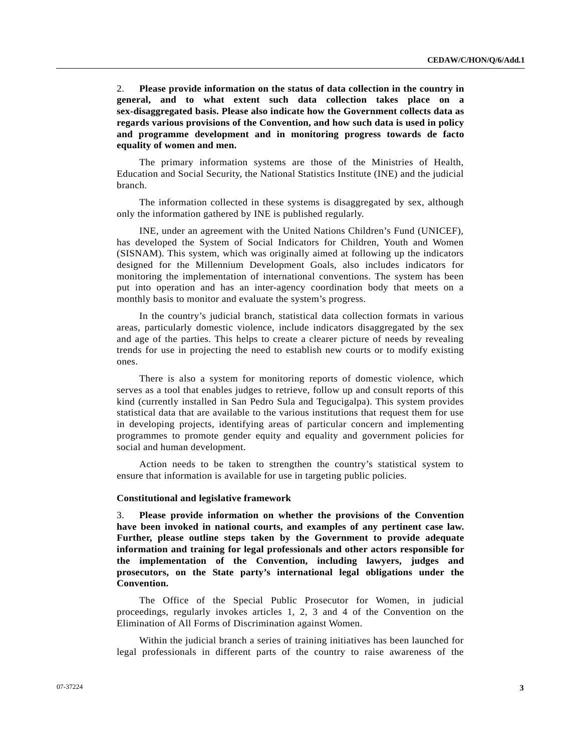2. **Please provide information on the status of data collection in the country in general, and to what extent such data collection takes place on a sex-disaggregated basis. Please also indicate how the Government collects data as regards various provisions of the Convention, and how such data is used in policy and programme development and in monitoring progress towards de facto equality of women and men.**

The primary information systems are those of the Ministries of Health, Education and Social Security, the National Statistics Institute (INE) and the judicial branch.

The information collected in these systems is disaggregated by sex, although only the information gathered by INE is published regularly.

INE, under an agreement with the United Nations Children's Fund (UNICEF), has developed the System of Social Indicators for Children, Youth and Women (SISNAM). This system, which was originally aimed at following up the indicators designed for the Millennium Development Goals, also includes indicators for monitoring the implementation of international conventions. The system has been put into operation and has an inter-agency coordination body that meets on a monthly basis to monitor and evaluate the system's progress.

In the country's judicial branch, statistical data collection formats in various areas, particularly domestic violence, include indicators disaggregated by the sex and age of the parties. This helps to create a clearer picture of needs by revealing trends for use in projecting the need to establish new courts or to modify existing ones.

There is also a system for monitoring reports of domestic violence, which serves as a tool that enables judges to retrieve, follow up and consult reports of this kind (currently installed in San Pedro Sula and Tegucigalpa). This system provides statistical data that are available to the various institutions that request them for use in developing projects, identifying areas of particular concern and implementing programmes to promote gender equity and equality and government policies for social and human development.

Action needs to be taken to strengthen the country's statistical system to ensure that information is available for use in targeting public policies.

### Constitutional and legislative framework

3. **Please provide information on whether the provisions of the Convention have been invoked in national courts, and examples of any pertinent case law. Further, please outline steps taken by the Government to provide adequate information and training for legal professionals and other actors responsible for the implementation of the Convention, including lawyers, judges and prosecutors, on the State party's international legal obligations under the Convention.**

The Office of the Special Public Prosecutor for Women, in judicial proceedings, regularly invokes articles 1, 2, 3 and 4 of the Convention on the Elimination of All Forms of Discrimination against Women.

Within the judicial branch a series of training initiatives has been launched for legal professionals in different parts of the country to raise awareness of the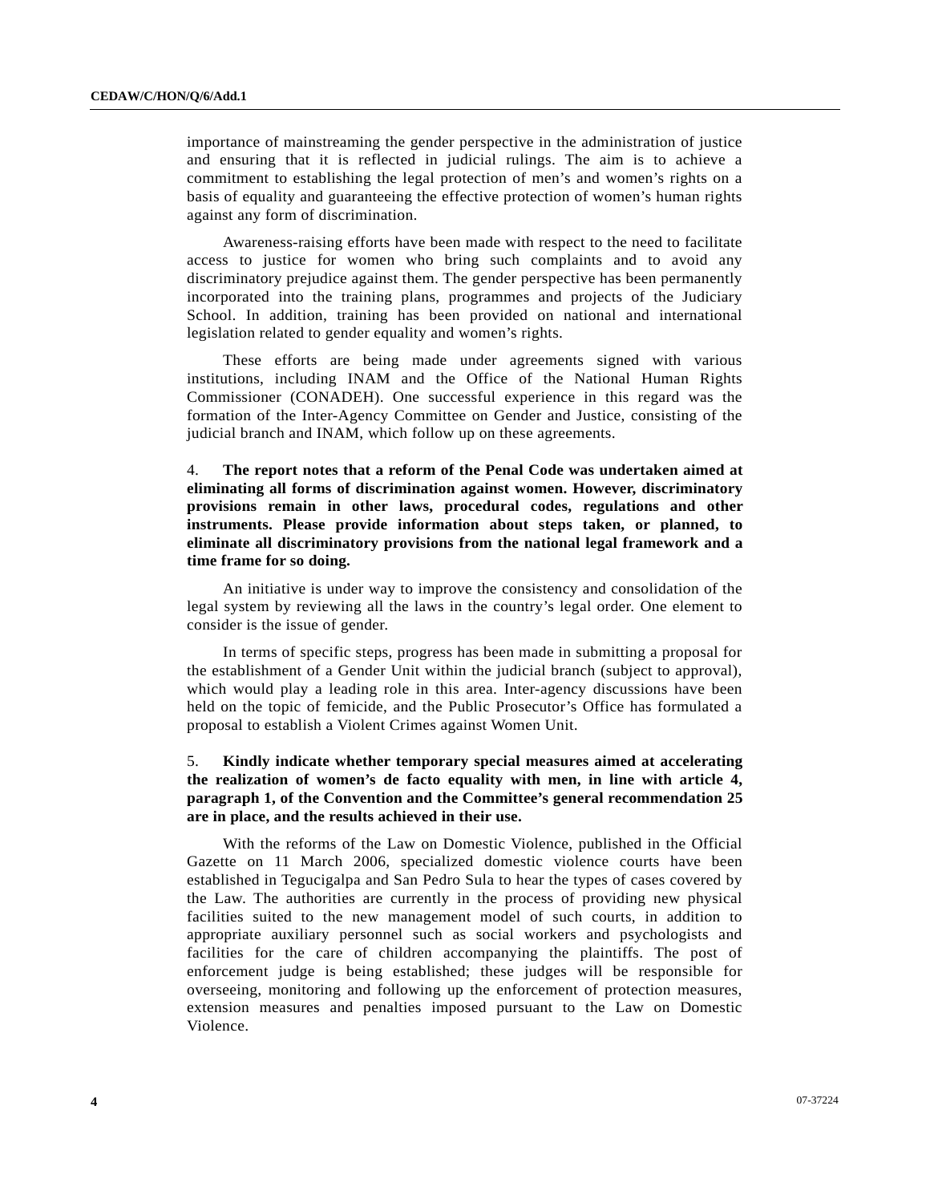importance of mainstreaming the gender perspective in the administration of justice and ensuring that it is reflected in judicial rulings. The aim is to achieve a commitment to establishing the legal protection of men's and women's rights on a basis of equality and guaranteeing the effective protection of women's human rights against any form of discrimination.

Awareness-raising efforts have been made with respect to the need to facilitate access to justice for women who bring such complaints and to avoid any discriminatory prejudice against them. The gender perspective has been permanently incorporated into the training plans, programmes and projects of the Judiciary School. In addition, training has been provided on national and international legislation related to gender equality and women's rights.

These efforts are being made under agreements signed with various institutions, including INAM and the Office of the National Human Rights Commissioner (CONADEH). One successful experience in this regard was the formation of the Inter-Agency Committee on Gender and Justice, consisting of the judicial branch and INAM, which follow up on these agreements.

4. **The report notes that a reform of the Penal Code was undertaken aimed at eliminating all forms of discrimination against women. However, discriminatory provisions remain in other laws, procedural codes, regulations and other instruments. Please provide information about steps taken, or planned, to eliminate all discriminatory provisions from the national legal framework and a time frame for so doing.**

An initiative is under way to improve the consistency and consolidation of the legal system by reviewing all the laws in the country's legal order. One element to consider is the issue of gender.

In terms of specific steps, progress has been made in submitting a proposal for the establishment of a Gender Unit within the judicial branch (subject to approval), which would play a leading role in this area. Inter-agency discussions have been held on the topic of femicide, and the Public Prosecutor's Office has formulated a proposal to establish a Violent Crimes against Women Unit.

5. **Kindly indicate whether temporary special measures aimed at accelerating the realization of women's de facto equality with men, in line with article 4, paragraph 1, of the Convention and the Committee's general recommendation 25 are in place, and the results achieved in their use.**

With the reforms of the Law on Domestic Violence, published in the Official Gazette on 11 March 2006, specialized domestic violence courts have been established in Tegucigalpa and San Pedro Sula to hear the types of cases covered by the Law. The authorities are currently in the process of providing new physical facilities suited to the new management model of such courts, in addition to appropriate auxiliary personnel such as social workers and psychologists and facilities for the care of children accompanying the plaintiffs. The post of enforcement judge is being established; these judges will be responsible for overseeing, monitoring and following up the enforcement of protection measures, extension measures and penalties imposed pursuant to the Law on Domestic Violence.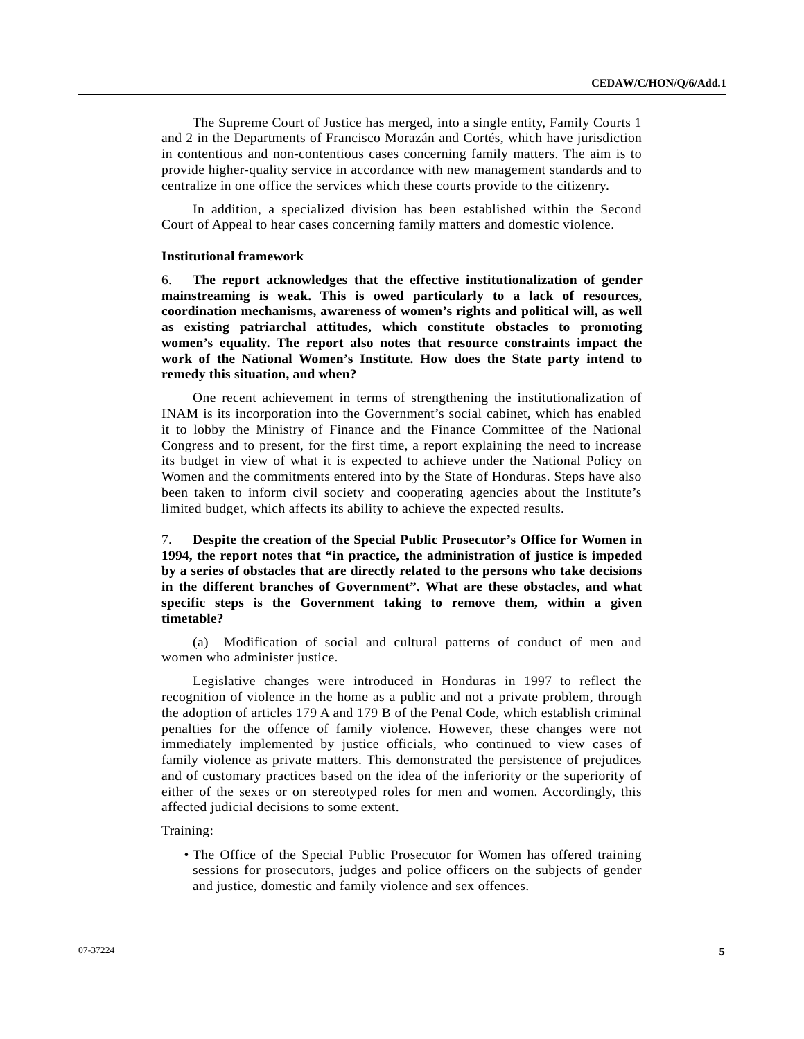The Supreme Court of Justice has merged, into a single entity, Family Courts 1 and 2 in the Departments of Francisco Morazán and Cortés, which have jurisdiction in contentious and non-contentious cases concerning family matters. The aim is to provide higher-quality service in accordance with new management standards and to centralize in one office the services which these courts provide to the citizenry.

In addition, a specialized division has been established within the Second Court of Appeal to hear cases concerning family matters and domestic violence.

**Institutional framework**

6. **The report acknowledges that the effective institutionalization of gender mainstreaming is weak. This is owed particularly to a lack of resources, coordination mechanisms, awareness of women's rights and political will, as well as existing patriarchal attitudes, which constitute obstacles to promoting women's equality. The report also notes that resource constraints impact the work of the National Women's Institute. How does the State party intend to remedy this situation, and when?**

One recent achievement in terms of strengthening the institutionalization of INAM is its incorporation into the Government's social cabinet, which has enabled it to lobby the Ministry of Finance and the Finance Committee of the National Congress and to present, for the first time, a report explaining the need to increase its budget in view of what it is expected to achieve under the National Policy on Women and the commitments entered into by the State of Honduras. Steps have also been taken to inform civil society and cooperating agencies about the Institute's limited budget, which affects its ability to achieve the expected results.

7. **Despite the creation of the Special Public Prosecutor's Office for Women in 1994, the report notes that "in practice, the administration of justice is impeded by a series of obstacles that are directly related to the persons who take decisions in the different branches of Government". What are these obstacles, and what specific steps is the Government taking to remove them, within a given timetable?**

(a) Modification of social and cultural patterns of conduct of men and women who administer justice.

Legislative changes were introduced in Honduras in 1997 to reflect the recognition of violence in the home as a public and not a private problem, through the adoption of articles 179 A and 179 B of the Penal Code, which establish criminal penalties for the offence of family violence. However, these changes were not immediately implemented by justice officials, who continued to view cases of family violence as private matters. This demonstrated the persistence of prejudices and of customary practices based on the idea of the inferiority or the superiority of either of the sexes or on stereotyped roles for men and women. Accordingly, this affected judicial decisions to some extent.

Training:

- The Office of the Special Public Prosecutor for Women has offered training sessions for prosecutors, judges and police officers on the subjects of gender and justice, domestic and family violence and sex offences.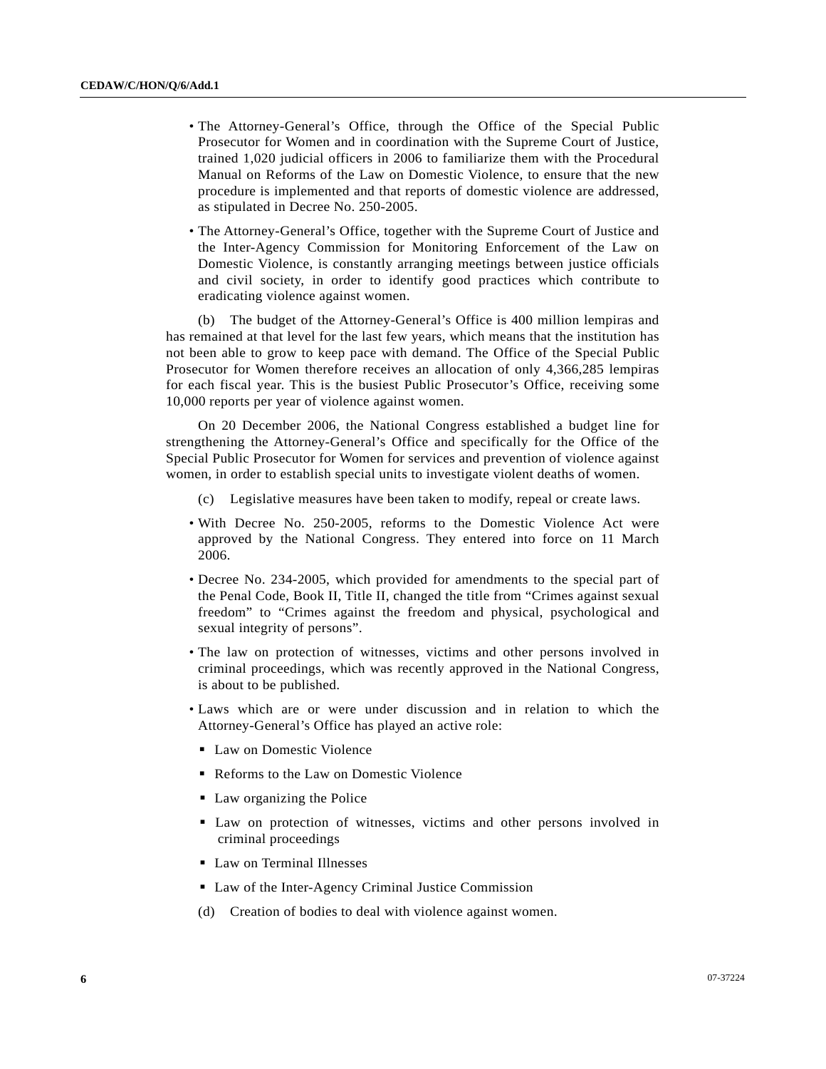- The Attorney-General's Office, through the Office of the Special Public Prosecutor for Women and in coordination with the Supreme Court of Justice, trained 1,020 judicial officers in 2006 to familiarize them with the Procedural Manual on Reforms of the Law on Domestic Violence, to ensure that the new procedure is implemented and that reports of domestic violence are addressed, as stipulated in Decree No. 250-2005.

- The Attorney-General's Office, together with the Supreme Court of Justice and the Inter-Agency Commission for Monitoring Enforcement of the Law on Domestic Violence, is constantly arranging meetings between justice officials and civil society, in order to identify good practices which contribute to eradicating violence against women.

(b) The budget of the Attorney-General's Office is 400 million lempiras and has remained at that level for the last few years, which means that the institution has not been able to grow to keep pace with demand. The Office of the Special Public Prosecutor for Women therefore receives an allocation of only 4,366,285 lempiras for each fiscal year. This is the busiest Public Prosecutor's Office, receiving some 10,000 reports per year of violence against women.

On 20 December 2006, the National Congress established a budget line for strengthening the Attorney-General's Office and specifically for the Office of the Special Public Prosecutor for Women for services and prevention of violence against women, in order to establish special units to investigate violent deaths of women.

(c) Legislative measures have been taken to modify, repeal or create laws.

- With Decree No. 250-2005, reforms to the Domestic Violence Act were approved by the National Congress. They entered into force on 11 March 2006.

- Decree No. 234-2005, which provided for amendments to the special part of the Penal Code, Book II, Title II, changed the title from "Crimes against sexual freedom" to "Crimes against the freedom and physical, psychological and sexual integrity of persons".

- The law on protection of witnesses, victims and other persons involved in criminal proceedings, which was recently approved in the National Congress, is about to be published.

- Laws which are or were under discussion and in relation to which the Attorney-General's Office has played an active role:
  - Law on Domestic Violence
  - Reforms to the Law on Domestic Violence
  - Law organizing the Police
  - Law on protection of witnesses, victims and other persons involved in criminal proceedings
  - Law on Terminal Illnesses
  - Law of the Inter-Agency Criminal Justice Commission

(d) Creation of bodies to deal with violence against women.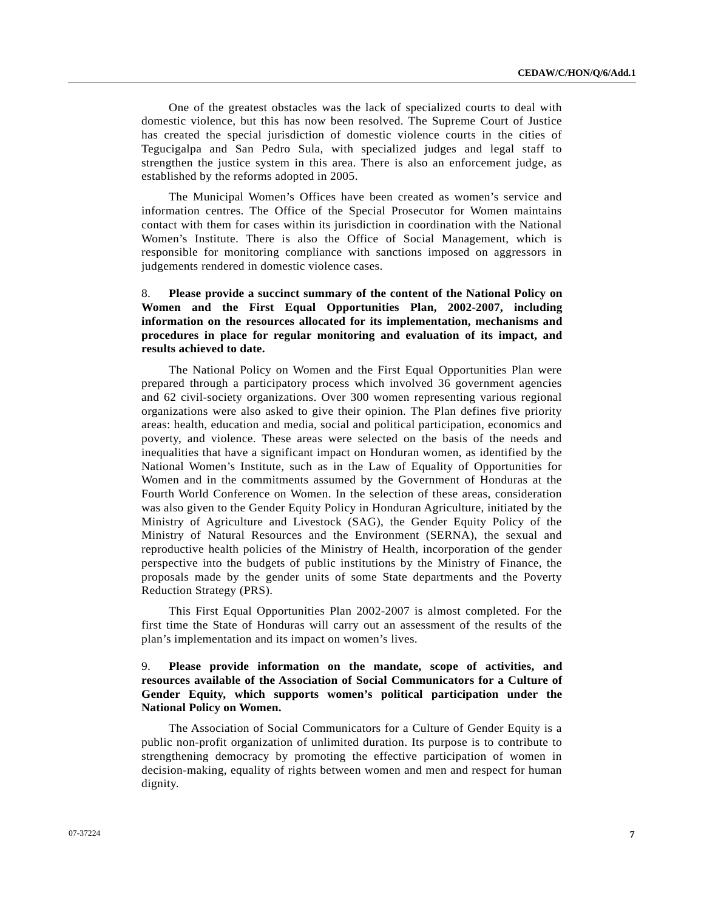One of the greatest obstacles was the lack of specialized courts to deal with domestic violence, but this has now been resolved. The Supreme Court of Justice has created the special jurisdiction of domestic violence courts in the cities of Tegucigalpa and San Pedro Sula, with specialized judges and legal staff to strengthen the justice system in this area. There is also an enforcement judge, as established by the reforms adopted in 2005.

The Municipal Women's Offices have been created as women's service and information centres. The Office of the Special Prosecutor for Women maintains contact with them for cases within its jurisdiction in coordination with the National Women's Institute. There is also the Office of Social Management, which is responsible for monitoring compliance with sanctions imposed on aggressors in judgements rendered in domestic violence cases.

8. **Please provide a succinct summary of the content of the National Policy on Women and the First Equal Opportunities Plan, 2002-2007, including information on the resources allocated for its implementation, mechanisms and procedures in place for regular monitoring and evaluation of its impact, and results achieved to date.**

The National Policy on Women and the First Equal Opportunities Plan were prepared through a participatory process which involved 36 government agencies and 62 civil-society organizations. Over 300 women representing various regional organizations were also asked to give their opinion. The Plan defines five priority areas: health, education and media, social and political participation, economics and poverty, and violence. These areas were selected on the basis of the needs and inequalities that have a significant impact on Honduran women, as identified by the National Women's Institute, such as in the Law of Equality of Opportunities for Women and in the commitments assumed by the Government of Honduras at the Fourth World Conference on Women. In the selection of these areas, consideration was also given to the Gender Equity Policy in Honduran Agriculture, initiated by the Ministry of Agriculture and Livestock (SAG), the Gender Equity Policy of the Ministry of Natural Resources and the Environment (SERNA), the sexual and reproductive health policies of the Ministry of Health, incorporation of the gender perspective into the budgets of public institutions by the Ministry of Finance, the proposals made by the gender units of some State departments and the Poverty Reduction Strategy (PRS).

This First Equal Opportunities Plan 2002-2007 is almost completed. For the first time the State of Honduras will carry out an assessment of the results of the plan's implementation and its impact on women's lives.

9. **Please provide information on the mandate, scope of activities, and resources available of the Association of Social Communicators for a Culture of Gender Equity, which supports women's political participation under the National Policy on Women.**

The Association of Social Communicators for a Culture of Gender Equity is a public non-profit organization of unlimited duration. Its purpose is to contribute to strengthening democracy by promoting the effective participation of women in decision-making, equality of rights between women and men and respect for human dignity.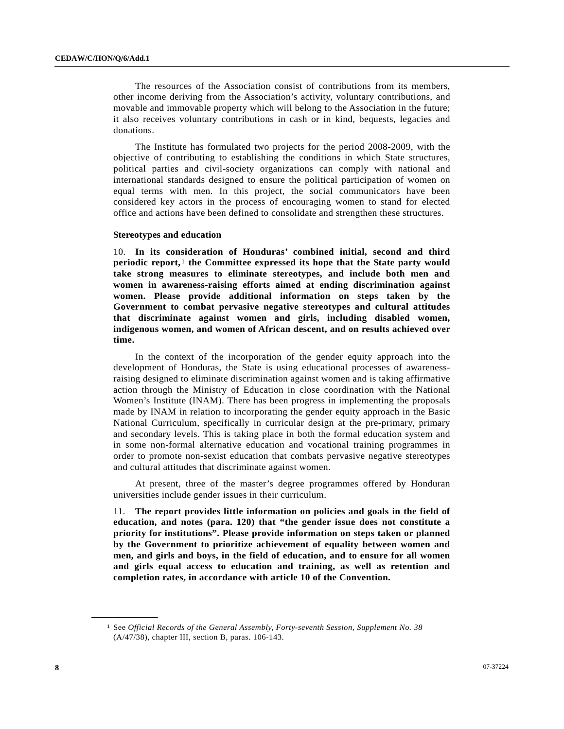The resources of the Association consist of contributions from its members, other income deriving from the Association's activity, voluntary contributions, and movable and immovable property which will belong to the Association in the future; it also receives voluntary contributions in cash or in kind, bequests, legacies and donations.

The Institute has formulated two projects for the period 2008-2009, with the objective of contributing to establishing the conditions in which State structures, political parties and civil-society organizations can comply with national and international standards designed to ensure the political participation of women on equal terms with men. In this project, the social communicators have been considered key actors in the process of encouraging women to stand for elected office and actions have been defined to consolidate and strengthen these structures.

**Stereotypes and education**

10. **In its consideration of Honduras' combined initial, second and third periodic report,**[1] **the Committee expressed its hope that the State party would take strong measures to eliminate stereotypes, and include both men and women in awareness-raising efforts aimed at ending discrimination against women. Please provide additional information on steps taken by the Government to combat pervasive negative stereotypes and cultural attitudes that discriminate against women and girls, including disabled women, indigenous women, and women of African descent, and on results achieved over time.**

In the context of the incorporation of the gender equity approach into the development of Honduras, the State is using educational processes of awareness-raising designed to eliminate discrimination against women and is taking affirmative action through the Ministry of Education in close coordination with the National Women's Institute (INAM). There has been progress in implementing the proposals made by INAM in relation to incorporating the gender equity approach in the Basic National Curriculum, specifically in curricular design at the pre-primary, primary and secondary levels. This is taking place in both the formal education system and in some non-formal alternative education and vocational training programmes in order to promote non-sexist education that combats pervasive negative stereotypes and cultural attitudes that discriminate against women.

At present, three of the master's degree programmes offered by Honduran universities include gender issues in their curriculum.

11. **The report provides little information on policies and goals in the field of education, and notes (para. 120) that "the gender issue does not constitute a priority for institutions". Please provide information on steps taken or planned by the Government to prioritize achievement of equality between women and men, and girls and boys, in the field of education, and to ensure for all women and girls equal access to education and training, as well as retention and completion rates, in accordance with article 10 of the Convention.**

---

[1] See *Official Records of the General Assembly, Forty-seventh Session, Supplement No. 38* (A/47/38), chapter III, section B, paras. 106-143.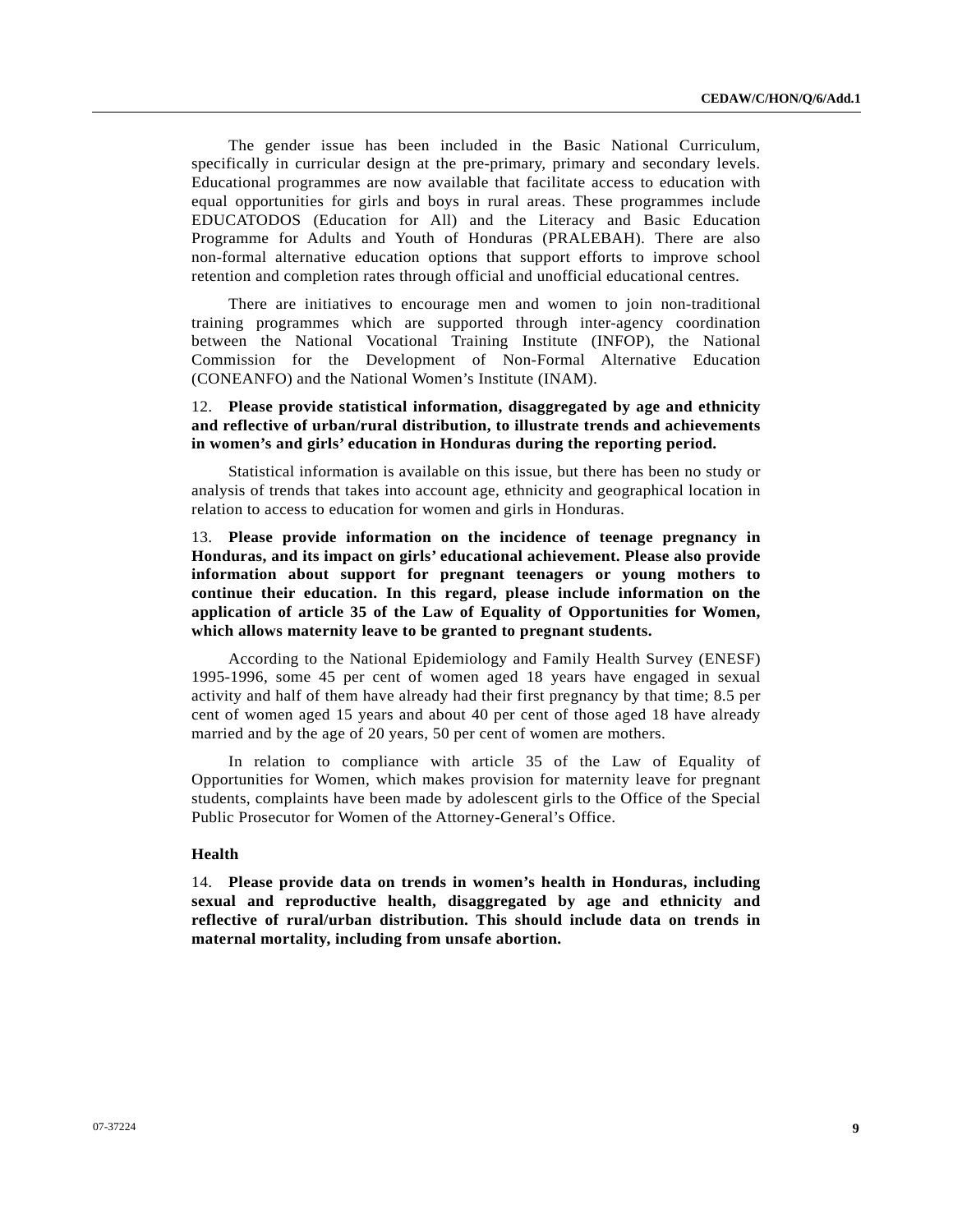The gender issue has been included in the Basic National Curriculum, specifically in curricular design at the pre-primary, primary and secondary levels. Educational programmes are now available that facilitate access to education with equal opportunities for girls and boys in rural areas. These programmes include EDUCATODOS (Education for All) and the Literacy and Basic Education Programme for Adults and Youth of Honduras (PRALEBAH). There are also non-formal alternative education options that support efforts to improve school retention and completion rates through official and unofficial educational centres.

There are initiatives to encourage men and women to join non-traditional training programmes which are supported through inter-agency coordination between the National Vocational Training Institute (INFOP), the National Commission for the Development of Non-Formal Alternative Education (CONEANFO) and the National Women's Institute (INAM).

12. **Please provide statistical information, disaggregated by age and ethnicity and reflective of urban/rural distribution, to illustrate trends and achievements in women's and girls' education in Honduras during the reporting period.**

Statistical information is available on this issue, but there has been no study or analysis of trends that takes into account age, ethnicity and geographical location in relation to access to education for women and girls in Honduras.

13. **Please provide information on the incidence of teenage pregnancy in Honduras, and its impact on girls' educational achievement. Please also provide information about support for pregnant teenagers or young mothers to continue their education. In this regard, please include information on the application of article 35 of the Law of Equality of Opportunities for Women, which allows maternity leave to be granted to pregnant students.**

According to the National Epidemiology and Family Health Survey (ENESF) 1995-1996, some 45 per cent of women aged 18 years have engaged in sexual activity and half of them have already had their first pregnancy by that time; 8.5 per cent of women aged 15 years and about 40 per cent of those aged 18 have already married and by the age of 20 years, 50 per cent of women are mothers.

In relation to compliance with article 35 of the Law of Equality of Opportunities for Women, which makes provision for maternity leave for pregnant students, complaints have been made by adolescent girls to the Office of the Special Public Prosecutor for Women of the Attorney-General's Office.

### Health

14. **Please provide data on trends in women's health in Honduras, including sexual and reproductive health, disaggregated by age and ethnicity and reflective of rural/urban distribution. This should include data on trends in maternal mortality, including from unsafe abortion.**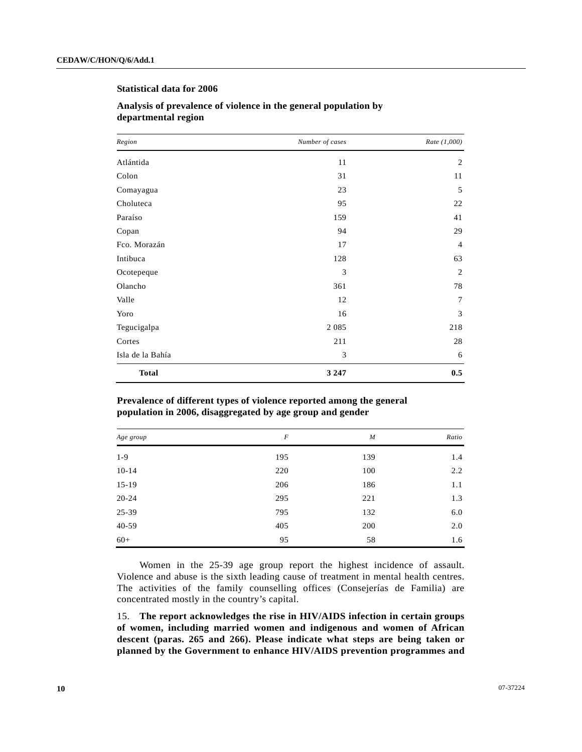**Statistical data for 2006**

**Analysis of prevalence of violence in the general population by departmental region**

| *Region* | *Number of cases* | *Rate (1,000)* |
|---|---|---|
| Atlántida | 11 | 2 |
| Colon | 31 | 11 |
| Comayagua | 23 | 5 |
| Choluteca | 95 | 22 |
| Paraíso | 159 | 41 |
| Copan | 94 | 29 |
| Fco. Morazán | 17 | 4 |
| Intibuca | 128 | 63 |
| Ocotepeque | 3 | 2 |
| Olancho | 361 | 78 |
| Valle | 12 | 7 |
| Yoro | 16 | 3 |
| Tegucigalpa | 2 085 | 218 |
| Cortes | 211 | 28 |
| Isla de la Bahía | 3 | 6 |
| **Total** | **3 247** | **0.5** |

**Prevalence of different types of violence reported among the general population in 2006, disaggregated by age group and gender**

| *Age group* | *F* | *M* | *Ratio* |
|---|---|---|---|
| 1-9 | 195 | 139 | 1.4 |
| 10-14 | 220 | 100 | 2.2 |
| 15-19 | 206 | 186 | 1.1 |
| 20-24 | 295 | 221 | 1.3 |
| 25-39 | 795 | 132 | 6.0 |
| 40-59 | 405 | 200 | 2.0 |
| 60+ | 95 | 58 | 1.6 |

Women in the 25-39 age group report the highest incidence of assault. Violence and abuse is the sixth leading cause of treatment in mental health centres. The activities of the family counselling offices (Consejerías de Familia) are concentrated mostly in the country's capital.

15. **The report acknowledges the rise in HIV/AIDS infection in certain groups of women, including married women and indigenous and women of African descent (paras. 265 and 266). Please indicate what steps are being taken or planned by the Government to enhance HIV/AIDS prevention programmes and**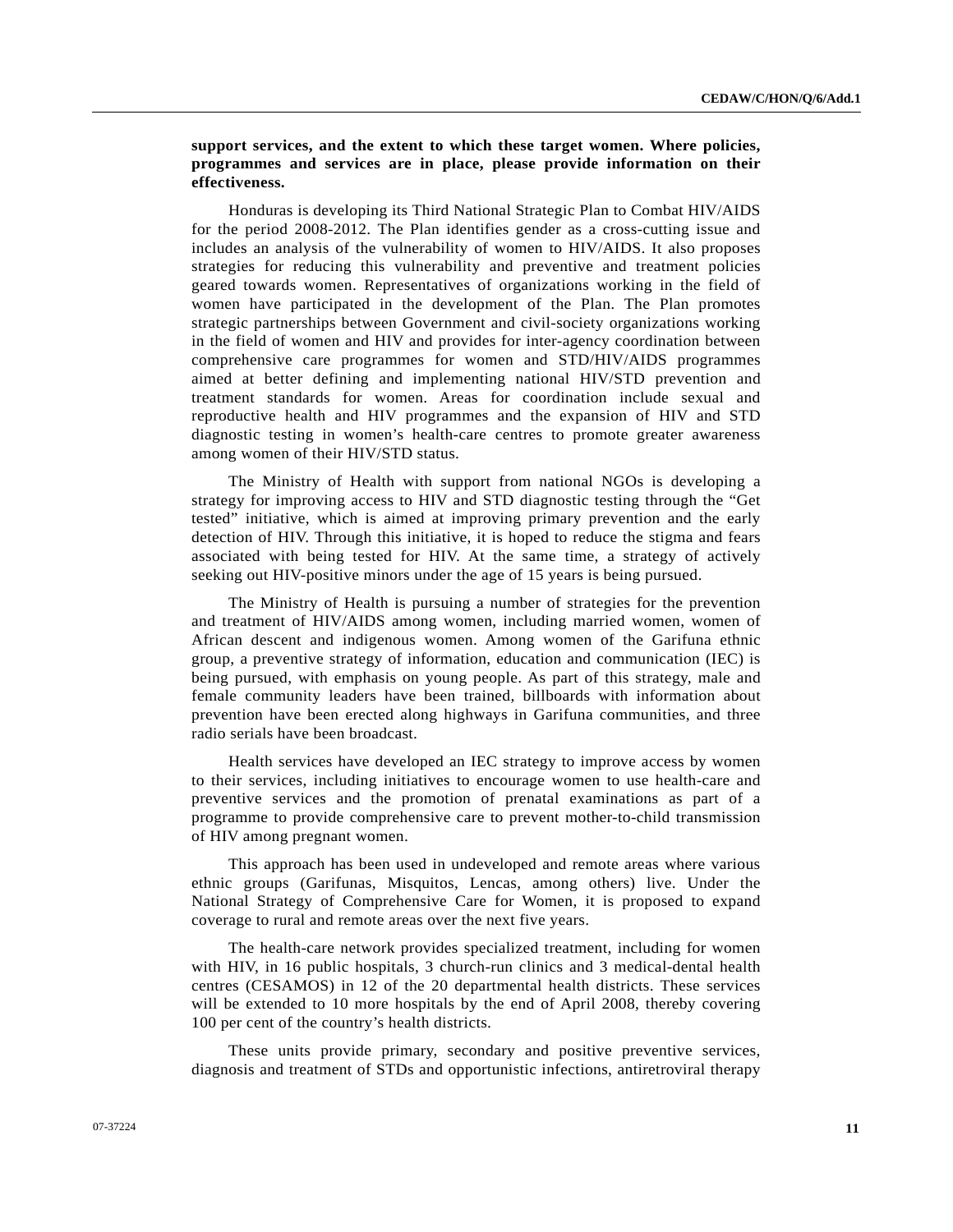**support services, and the extent to which these target women. Where policies, programmes and services are in place, please provide information on their effectiveness.**

Honduras is developing its Third National Strategic Plan to Combat HIV/AIDS for the period 2008-2012. The Plan identifies gender as a cross-cutting issue and includes an analysis of the vulnerability of women to HIV/AIDS. It also proposes strategies for reducing this vulnerability and preventive and treatment policies geared towards women. Representatives of organizations working in the field of women have participated in the development of the Plan. The Plan promotes strategic partnerships between Government and civil-society organizations working in the field of women and HIV and provides for inter-agency coordination between comprehensive care programmes for women and STD/HIV/AIDS programmes aimed at better defining and implementing national HIV/STD prevention and treatment standards for women. Areas for coordination include sexual and reproductive health and HIV programmes and the expansion of HIV and STD diagnostic testing in women's health-care centres to promote greater awareness among women of their HIV/STD status.

The Ministry of Health with support from national NGOs is developing a strategy for improving access to HIV and STD diagnostic testing through the "Get tested" initiative, which is aimed at improving primary prevention and the early detection of HIV. Through this initiative, it is hoped to reduce the stigma and fears associated with being tested for HIV. At the same time, a strategy of actively seeking out HIV-positive minors under the age of 15 years is being pursued.

The Ministry of Health is pursuing a number of strategies for the prevention and treatment of HIV/AIDS among women, including married women, women of African descent and indigenous women. Among women of the Garifuna ethnic group, a preventive strategy of information, education and communication (IEC) is being pursued, with emphasis on young people. As part of this strategy, male and female community leaders have been trained, billboards with information about prevention have been erected along highways in Garifuna communities, and three radio serials have been broadcast.

Health services have developed an IEC strategy to improve access by women to their services, including initiatives to encourage women to use health-care and preventive services and the promotion of prenatal examinations as part of a programme to provide comprehensive care to prevent mother-to-child transmission of HIV among pregnant women.

This approach has been used in undeveloped and remote areas where various ethnic groups (Garifunas, Misquitos, Lencas, among others) live. Under the National Strategy of Comprehensive Care for Women, it is proposed to expand coverage to rural and remote areas over the next five years.

The health-care network provides specialized treatment, including for women with HIV, in 16 public hospitals, 3 church-run clinics and 3 medical-dental health centres (CESAMOS) in 12 of the 20 departmental health districts. These services will be extended to 10 more hospitals by the end of April 2008, thereby covering 100 per cent of the country's health districts.

These units provide primary, secondary and positive preventive services, diagnosis and treatment of STDs and opportunistic infections, antiretroviral therapy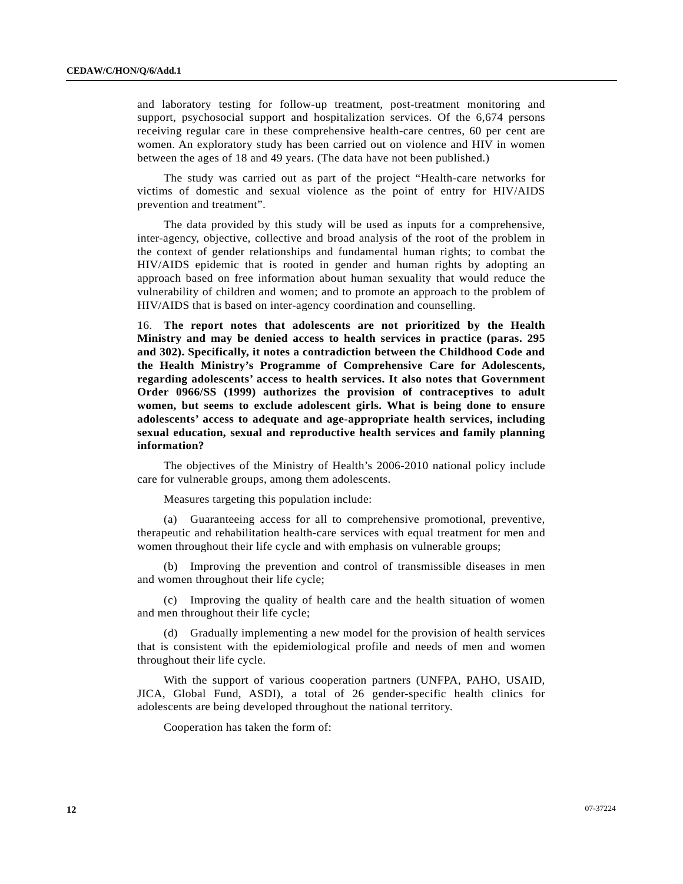and laboratory testing for follow-up treatment, post-treatment monitoring and support, psychosocial support and hospitalization services. Of the 6,674 persons receiving regular care in these comprehensive health-care centres, 60 per cent are women. An exploratory study has been carried out on violence and HIV in women between the ages of 18 and 49 years. (The data have not been published.)

The study was carried out as part of the project "Health-care networks for victims of domestic and sexual violence as the point of entry for HIV/AIDS prevention and treatment".

The data provided by this study will be used as inputs for a comprehensive, inter-agency, objective, collective and broad analysis of the root of the problem in the context of gender relationships and fundamental human rights; to combat the HIV/AIDS epidemic that is rooted in gender and human rights by adopting an approach based on free information about human sexuality that would reduce the vulnerability of children and women; and to promote an approach to the problem of HIV/AIDS that is based on inter-agency coordination and counselling.

16. **The report notes that adolescents are not prioritized by the Health Ministry and may be denied access to health services in practice (paras. 295 and 302). Specifically, it notes a contradiction between the Childhood Code and the Health Ministry's Programme of Comprehensive Care for Adolescents, regarding adolescents' access to health services. It also notes that Government Order 0966/SS (1999) authorizes the provision of contraceptives to adult women, but seems to exclude adolescent girls. What is being done to ensure adolescents' access to adequate and age-appropriate health services, including sexual education, sexual and reproductive health services and family planning information?**

The objectives of the Ministry of Health's 2006-2010 national policy include care for vulnerable groups, among them adolescents.

Measures targeting this population include:

(a) Guaranteeing access for all to comprehensive promotional, preventive, therapeutic and rehabilitation health-care services with equal treatment for men and women throughout their life cycle and with emphasis on vulnerable groups;

(b) Improving the prevention and control of transmissible diseases in men and women throughout their life cycle;

(c) Improving the quality of health care and the health situation of women and men throughout their life cycle;

(d) Gradually implementing a new model for the provision of health services that is consistent with the epidemiological profile and needs of men and women throughout their life cycle.

With the support of various cooperation partners (UNFPA, PAHO, USAID, JICA, Global Fund, ASDI), a total of 26 gender-specific health clinics for adolescents are being developed throughout the national territory.

Cooperation has taken the form of: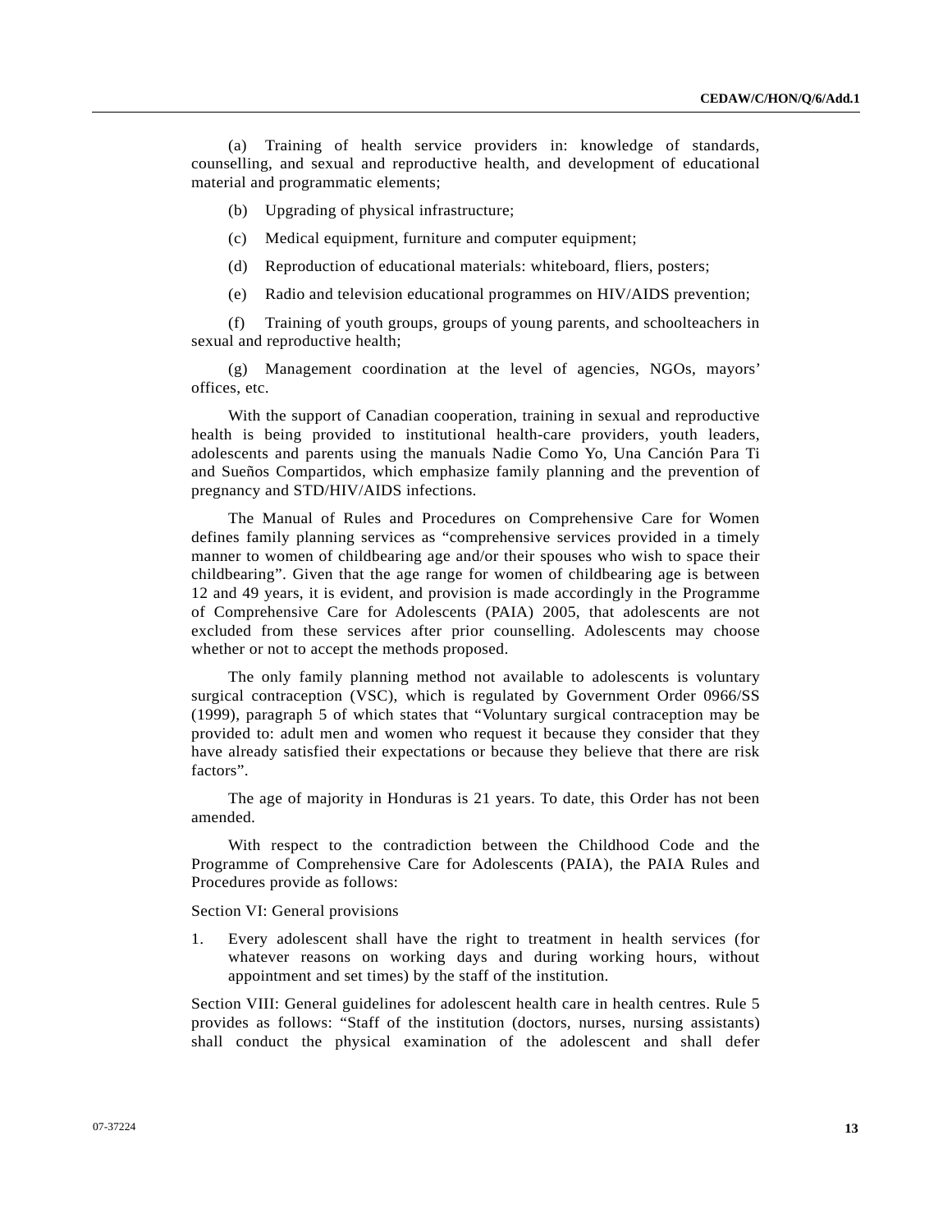(a) Training of health service providers in: knowledge of standards, counselling, and sexual and reproductive health, and development of educational material and programmatic elements;

(b) Upgrading of physical infrastructure;

(c) Medical equipment, furniture and computer equipment;

(d) Reproduction of educational materials: whiteboard, fliers, posters;

(e) Radio and television educational programmes on HIV/AIDS prevention;

(f) Training of youth groups, groups of young parents, and schoolteachers in sexual and reproductive health;

(g) Management coordination at the level of agencies, NGOs, mayors' offices, etc.

With the support of Canadian cooperation, training in sexual and reproductive health is being provided to institutional health-care providers, youth leaders, adolescents and parents using the manuals Nadie Como Yo, Una Canción Para Ti and Sueños Compartidos, which emphasize family planning and the prevention of pregnancy and STD/HIV/AIDS infections.

The Manual of Rules and Procedures on Comprehensive Care for Women defines family planning services as "comprehensive services provided in a timely manner to women of childbearing age and/or their spouses who wish to space their childbearing". Given that the age range for women of childbearing age is between 12 and 49 years, it is evident, and provision is made accordingly in the Programme of Comprehensive Care for Adolescents (PAIA) 2005, that adolescents are not excluded from these services after prior counselling. Adolescents may choose whether or not to accept the methods proposed.

The only family planning method not available to adolescents is voluntary surgical contraception (VSC), which is regulated by Government Order 0966/SS (1999), paragraph 5 of which states that "Voluntary surgical contraception may be provided to: adult men and women who request it because they consider that they have already satisfied their expectations or because they believe that there are risk factors".

The age of majority in Honduras is 21 years. To date, this Order has not been amended.

With respect to the contradiction between the Childhood Code and the Programme of Comprehensive Care for Adolescents (PAIA), the PAIA Rules and Procedures provide as follows:

Section VI: General provisions

1. Every adolescent shall have the right to treatment in health services (for whatever reasons on working days and during working hours, without appointment and set times) by the staff of the institution.

Section VIII: General guidelines for adolescent health care in health centres. Rule 5 provides as follows: "Staff of the institution (doctors, nurses, nursing assistants) shall conduct the physical examination of the adolescent and shall defer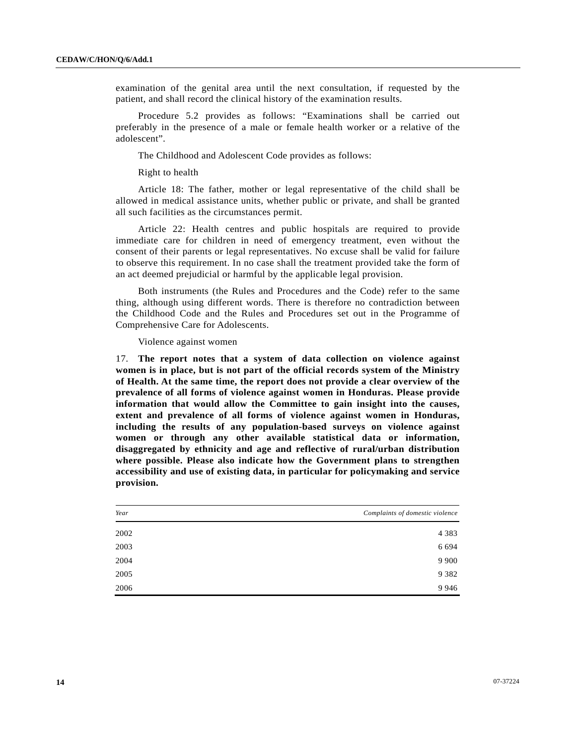examination of the genital area until the next consultation, if requested by the patient, and shall record the clinical history of the examination results.

Procedure 5.2 provides as follows: "Examinations shall be carried out preferably in the presence of a male or female health worker or a relative of the adolescent".

The Childhood and Adolescent Code provides as follows:

Right to health

Article 18: The father, mother or legal representative of the child shall be allowed in medical assistance units, whether public or private, and shall be granted all such facilities as the circumstances permit.

Article 22: Health centres and public hospitals are required to provide immediate care for children in need of emergency treatment, even without the consent of their parents or legal representatives. No excuse shall be valid for failure to observe this requirement. In no case shall the treatment provided take the form of an act deemed prejudicial or harmful by the applicable legal provision.

Both instruments (the Rules and Procedures and the Code) refer to the same thing, although using different words. There is therefore no contradiction between the Childhood Code and the Rules and Procedures set out in the Programme of Comprehensive Care for Adolescents.

Violence against women

17. **The report notes that a system of data collection on violence against women is in place, but is not part of the official records system of the Ministry of Health. At the same time, the report does not provide a clear overview of the prevalence of all forms of violence against women in Honduras. Please provide information that would allow the Committee to gain insight into the causes, extent and prevalence of all forms of violence against women in Honduras, including the results of any population-based surveys on violence against women or through any other available statistical data or information, disaggregated by ethnicity and age and reflective of rural/urban distribution where possible. Please also indicate how the Government plans to strengthen accessibility and use of existing data, in particular for policymaking and service provision.**

| *Year* | *Complaints of domestic violence* |
|---|---:|
| 2002 | 4 383 |
| 2003 | 6 694 |
| 2004 | 9 900 |
| 2005 | 9 382 |
| 2006 | 9 946 |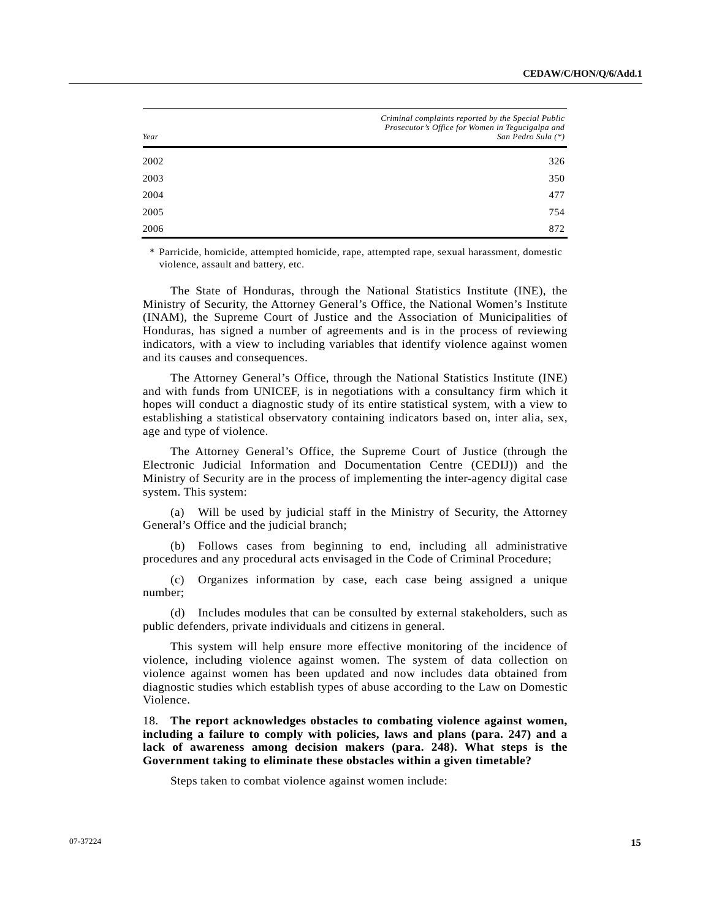| *Year* | *Criminal complaints reported by the Special Public Prosecutor's Office for Women in Tegucigalpa and San Pedro Sula (*)* |
|---|---|
| 2002 | 326 |
| 2003 | 350 |
| 2004 | 477 |
| 2005 | 754 |
| 2006 | 872 |

\* Parricide, homicide, attempted homicide, rape, attempted rape, sexual harassment, domestic violence, assault and battery, etc.

The State of Honduras, through the National Statistics Institute (INE), the Ministry of Security, the Attorney General's Office, the National Women's Institute (INAM), the Supreme Court of Justice and the Association of Municipalities of Honduras, has signed a number of agreements and is in the process of reviewing indicators, with a view to including variables that identify violence against women and its causes and consequences.

The Attorney General's Office, through the National Statistics Institute (INE) and with funds from UNICEF, is in negotiations with a consultancy firm which it hopes will conduct a diagnostic study of its entire statistical system, with a view to establishing a statistical observatory containing indicators based on, inter alia, sex, age and type of violence.

The Attorney General's Office, the Supreme Court of Justice (through the Electronic Judicial Information and Documentation Centre (CEDIJ)) and the Ministry of Security are in the process of implementing the inter-agency digital case system. This system:

(a) Will be used by judicial staff in the Ministry of Security, the Attorney General's Office and the judicial branch;

(b) Follows cases from beginning to end, including all administrative procedures and any procedural acts envisaged in the Code of Criminal Procedure;

(c) Organizes information by case, each case being assigned a unique number;

(d) Includes modules that can be consulted by external stakeholders, such as public defenders, private individuals and citizens in general.

This system will help ensure more effective monitoring of the incidence of violence, including violence against women. The system of data collection on violence against women has been updated and now includes data obtained from diagnostic studies which establish types of abuse according to the Law on Domestic Violence.

18. **The report acknowledges obstacles to combating violence against women, including a failure to comply with policies, laws and plans (para. 247) and a lack of awareness among decision makers (para. 248). What steps is the Government taking to eliminate these obstacles within a given timetable?**

Steps taken to combat violence against women include: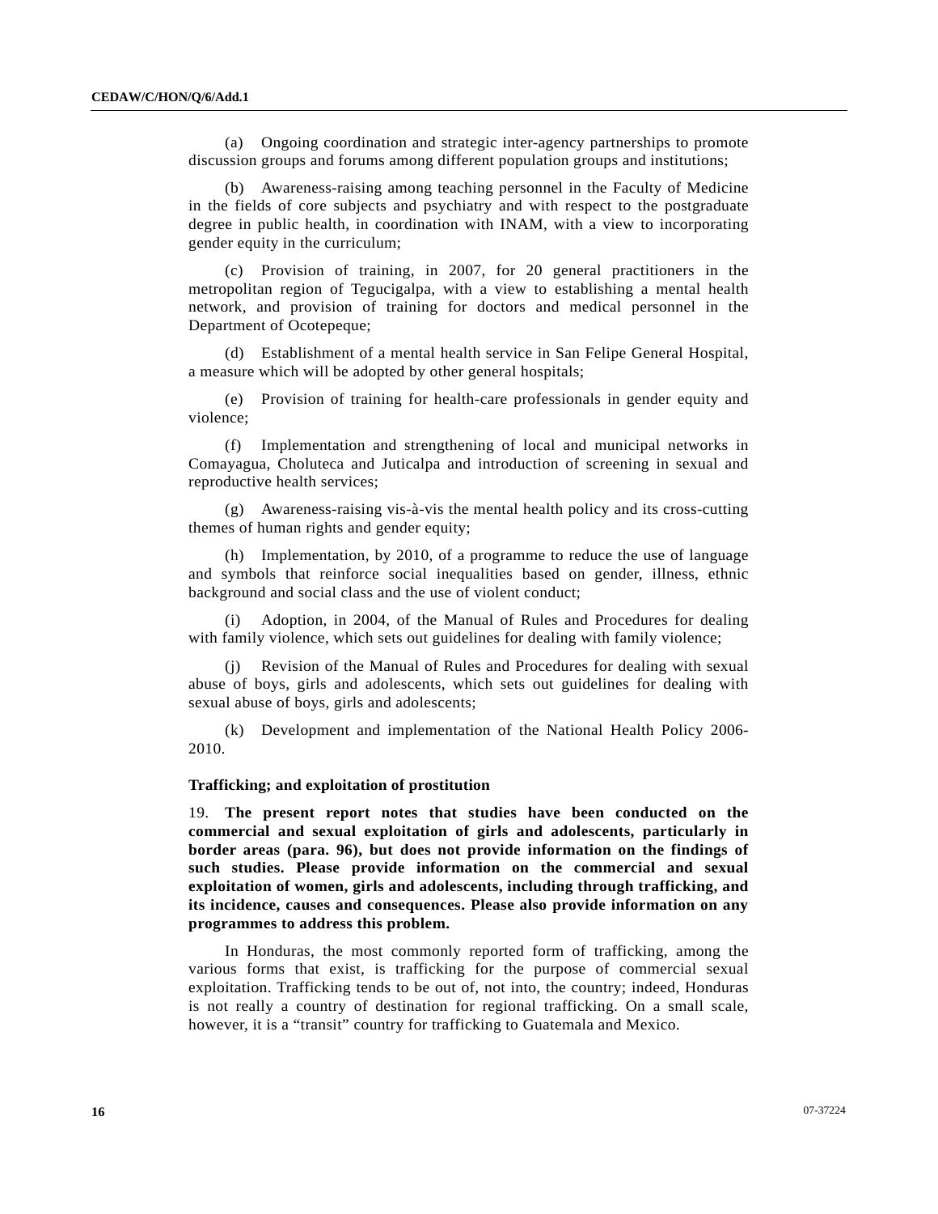(a) Ongoing coordination and strategic inter-agency partnerships to promote discussion groups and forums among different population groups and institutions;

(b) Awareness-raising among teaching personnel in the Faculty of Medicine in the fields of core subjects and psychiatry and with respect to the postgraduate degree in public health, in coordination with INAM, with a view to incorporating gender equity in the curriculum;

(c) Provision of training, in 2007, for 20 general practitioners in the metropolitan region of Tegucigalpa, with a view to establishing a mental health network, and provision of training for doctors and medical personnel in the Department of Ocotepeque;

(d) Establishment of a mental health service in San Felipe General Hospital, a measure which will be adopted by other general hospitals;

(e) Provision of training for health-care professionals in gender equity and violence;

(f) Implementation and strengthening of local and municipal networks in Comayagua, Choluteca and Juticalpa and introduction of screening in sexual and reproductive health services;

(g) Awareness-raising vis-à-vis the mental health policy and its cross-cutting themes of human rights and gender equity;

(h) Implementation, by 2010, of a programme to reduce the use of language and symbols that reinforce social inequalities based on gender, illness, ethnic background and social class and the use of violent conduct;

(i) Adoption, in 2004, of the Manual of Rules and Procedures for dealing with family violence, which sets out guidelines for dealing with family violence;

(j) Revision of the Manual of Rules and Procedures for dealing with sexual abuse of boys, girls and adolescents, which sets out guidelines for dealing with sexual abuse of boys, girls and adolescents;

(k) Development and implementation of the National Health Policy 2006-2010.

**Trafficking; and exploitation of prostitution**

19. **The present report notes that studies have been conducted on the commercial and sexual exploitation of girls and adolescents, particularly in border areas (para. 96), but does not provide information on the findings of such studies. Please provide information on the commercial and sexual exploitation of women, girls and adolescents, including through trafficking, and its incidence, causes and consequences. Please also provide information on any programmes to address this problem.**

In Honduras, the most commonly reported form of trafficking, among the various forms that exist, is trafficking for the purpose of commercial sexual exploitation. Trafficking tends to be out of, not into, the country; indeed, Honduras is not really a country of destination for regional trafficking. On a small scale, however, it is a "transit" country for trafficking to Guatemala and Mexico.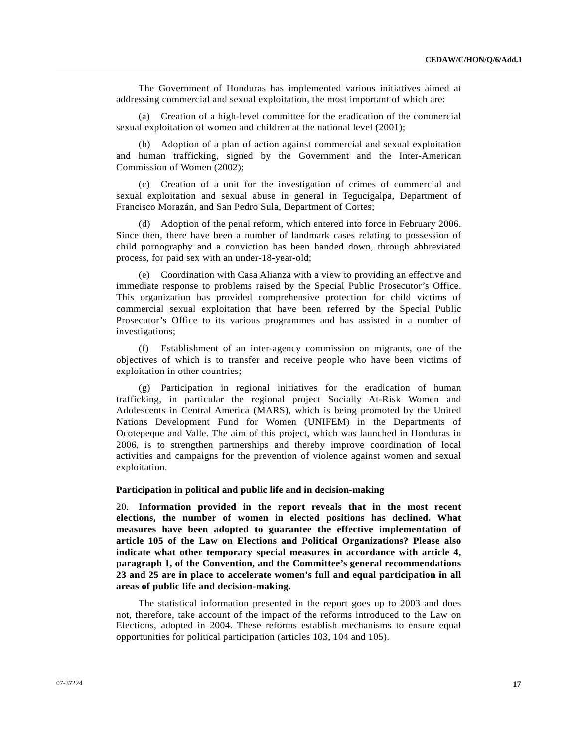The Government of Honduras has implemented various initiatives aimed at addressing commercial and sexual exploitation, the most important of which are:

(a) Creation of a high-level committee for the eradication of the commercial sexual exploitation of women and children at the national level (2001);

(b) Adoption of a plan of action against commercial and sexual exploitation and human trafficking, signed by the Government and the Inter-American Commission of Women (2002);

(c) Creation of a unit for the investigation of crimes of commercial and sexual exploitation and sexual abuse in general in Tegucigalpa, Department of Francisco Morazán, and San Pedro Sula, Department of Cortes;

(d) Adoption of the penal reform, which entered into force in February 2006. Since then, there have been a number of landmark cases relating to possession of child pornography and a conviction has been handed down, through abbreviated process, for paid sex with an under-18-year-old;

(e) Coordination with Casa Alianza with a view to providing an effective and immediate response to problems raised by the Special Public Prosecutor's Office. This organization has provided comprehensive protection for child victims of commercial sexual exploitation that have been referred by the Special Public Prosecutor's Office to its various programmes and has assisted in a number of investigations;

(f) Establishment of an inter-agency commission on migrants, one of the objectives of which is to transfer and receive people who have been victims of exploitation in other countries;

(g) Participation in regional initiatives for the eradication of human trafficking, in particular the regional project Socially At-Risk Women and Adolescents in Central America (MARS), which is being promoted by the United Nations Development Fund for Women (UNIFEM) in the Departments of Ocotepeque and Valle. The aim of this project, which was launched in Honduras in 2006, is to strengthen partnerships and thereby improve coordination of local activities and campaigns for the prevention of violence against women and sexual exploitation.

**Participation in political and public life and in decision-making**

20. **Information provided in the report reveals that in the most recent elections, the number of women in elected positions has declined. What measures have been adopted to guarantee the effective implementation of article 105 of the Law on Elections and Political Organizations? Please also indicate what other temporary special measures in accordance with article 4, paragraph 1, of the Convention, and the Committee's general recommendations 23 and 25 are in place to accelerate women's full and equal participation in all areas of public life and decision-making.**

The statistical information presented in the report goes up to 2003 and does not, therefore, take account of the impact of the reforms introduced to the Law on Elections, adopted in 2004. These reforms establish mechanisms to ensure equal opportunities for political participation (articles 103, 104 and 105).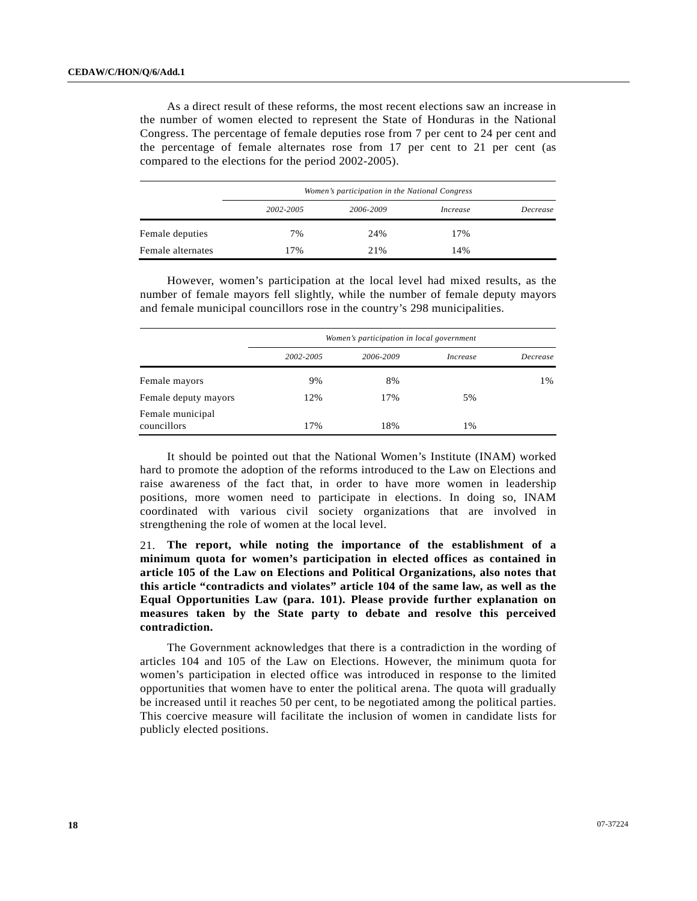As a direct result of these reforms, the most recent elections saw an increase in the number of women elected to represent the State of Honduras in the National Congress. The percentage of female deputies rose from 7 per cent to 24 per cent and the percentage of female alternates rose from 17 per cent to 21 per cent (as compared to the elections for the period 2002-2005).

| | *Women's participation in the National Congress* | | | |
|---|---|---|---|---|
| | *2002-2005* | *2006-2009* | *Increase* | *Decrease* |
| Female deputies | 7% | 24% | 17% | |
| Female alternates | 17% | 21% | 14% | |

However, women's participation at the local level had mixed results, as the number of female mayors fell slightly, while the number of female deputy mayors and female municipal councillors rose in the country's 298 municipalities.

| | *Women's participation in local government* | | | |
|---|---|---|---|---|
| | *2002-2005* | *2006-2009* | *Increase* | *Decrease* |
| Female mayors | 9% | 8% | | 1% |
| Female deputy mayors | 12% | 17% | 5% | |
| Female municipal councillors | 17% | 18% | 1% | |

It should be pointed out that the National Women's Institute (INAM) worked hard to promote the adoption of the reforms introduced to the Law on Elections and raise awareness of the fact that, in order to have more women in leadership positions, more women need to participate in elections. In doing so, INAM coordinated with various civil society organizations that are involved in strengthening the role of women at the local level.

21. **The report, while noting the importance of the establishment of a minimum quota for women's participation in elected offices as contained in article 105 of the Law on Elections and Political Organizations, also notes that this article "contradicts and violates" article 104 of the same law, as well as the Equal Opportunities Law (para. 101). Please provide further explanation on measures taken by the State party to debate and resolve this perceived contradiction.**

The Government acknowledges that there is a contradiction in the wording of articles 104 and 105 of the Law on Elections. However, the minimum quota for women's participation in elected office was introduced in response to the limited opportunities that women have to enter the political arena. The quota will gradually be increased until it reaches 50 per cent, to be negotiated among the political parties. This coercive measure will facilitate the inclusion of women in candidate lists for publicly elected positions.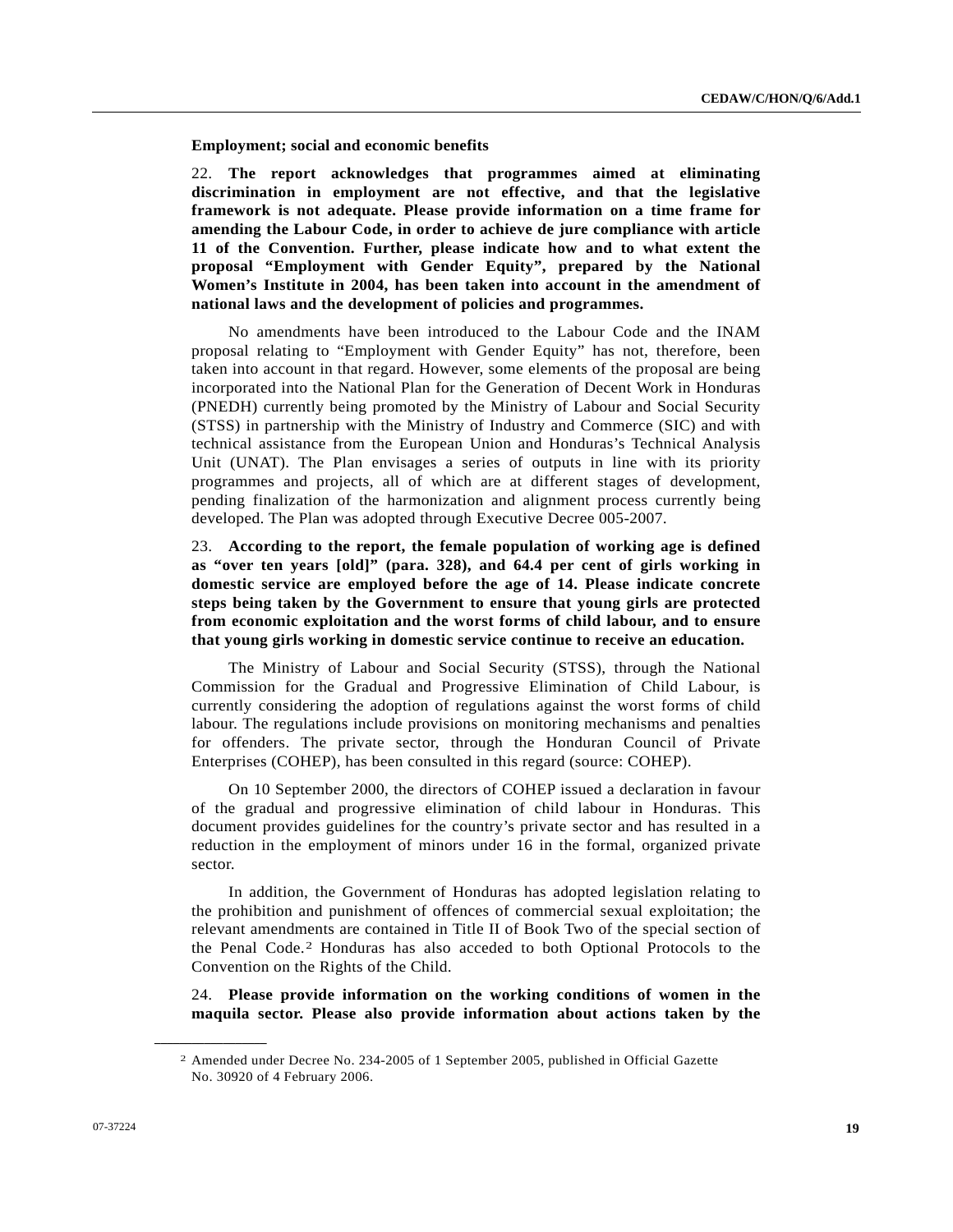**Employment; social and economic benefits**

22. **The report acknowledges that programmes aimed at eliminating discrimination in employment are not effective, and that the legislative framework is not adequate. Please provide information on a time frame for amending the Labour Code, in order to achieve de jure compliance with article 11 of the Convention. Further, please indicate how and to what extent the proposal "Employment with Gender Equity", prepared by the National Women's Institute in 2004, has been taken into account in the amendment of national laws and the development of policies and programmes.**

No amendments have been introduced to the Labour Code and the INAM proposal relating to "Employment with Gender Equity" has not, therefore, been taken into account in that regard. However, some elements of the proposal are being incorporated into the National Plan for the Generation of Decent Work in Honduras (PNEDH) currently being promoted by the Ministry of Labour and Social Security (STSS) in partnership with the Ministry of Industry and Commerce (SIC) and with technical assistance from the European Union and Honduras's Technical Analysis Unit (UNAT). The Plan envisages a series of outputs in line with its priority programmes and projects, all of which are at different stages of development, pending finalization of the harmonization and alignment process currently being developed. The Plan was adopted through Executive Decree 005-2007.

23. **According to the report, the female population of working age is defined as "over ten years [old]" (para. 328), and 64.4 per cent of girls working in domestic service are employed before the age of 14. Please indicate concrete steps being taken by the Government to ensure that young girls are protected from economic exploitation and the worst forms of child labour, and to ensure that young girls working in domestic service continue to receive an education.**

The Ministry of Labour and Social Security (STSS), through the National Commission for the Gradual and Progressive Elimination of Child Labour, is currently considering the adoption of regulations against the worst forms of child labour. The regulations include provisions on monitoring mechanisms and penalties for offenders. The private sector, through the Honduran Council of Private Enterprises (COHEP), has been consulted in this regard (source: COHEP).

On 10 September 2000, the directors of COHEP issued a declaration in favour of the gradual and progressive elimination of child labour in Honduras. This document provides guidelines for the country's private sector and has resulted in a reduction in the employment of minors under 16 in the formal, organized private sector.

In addition, the Government of Honduras has adopted legislation relating to the prohibition and punishment of offences of commercial sexual exploitation; the relevant amendments are contained in Title II of Book Two of the special section of the Penal Code.[2] Honduras has also acceded to both Optional Protocols to the Convention on the Rights of the Child.

24. **Please provide information on the working conditions of women in the maquila sector. Please also provide information about actions taken by the**

---

[2] Amended under Decree No. 234-2005 of 1 September 2005, published in Official Gazette No. 30920 of 4 February 2006.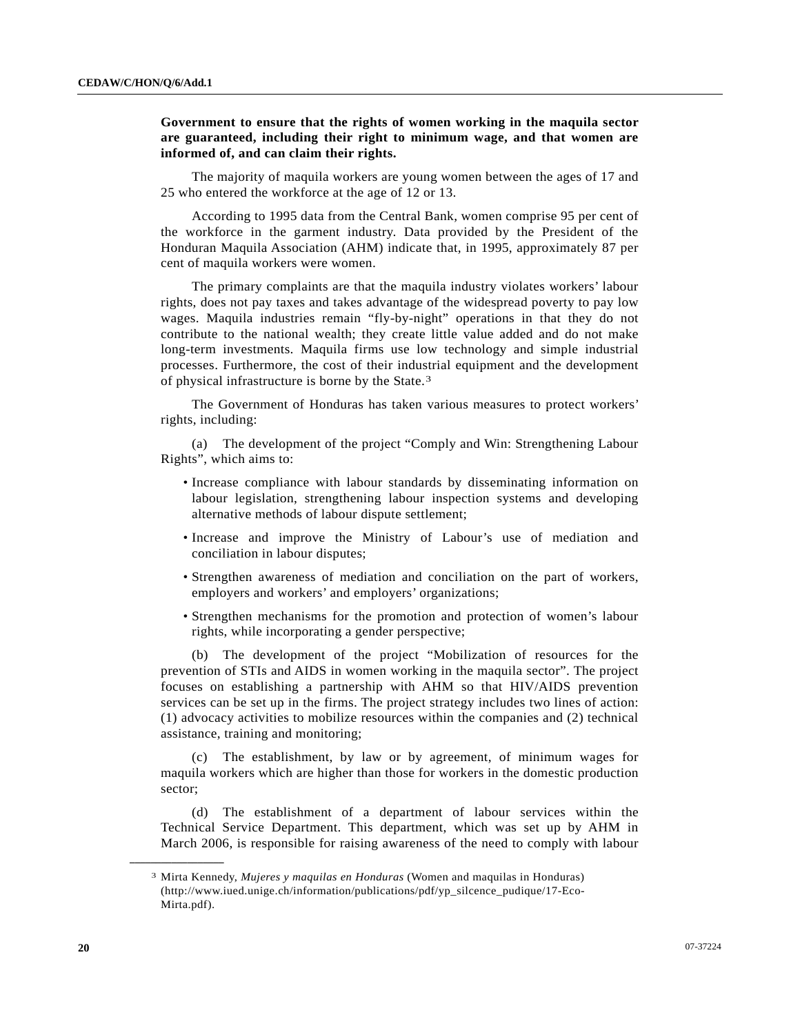**Government to ensure that the rights of women working in the maquila sector are guaranteed, including their right to minimum wage, and that women are informed of, and can claim their rights.**

The majority of maquila workers are young women between the ages of 17 and 25 who entered the workforce at the age of 12 or 13.

According to 1995 data from the Central Bank, women comprise 95 per cent of the workforce in the garment industry. Data provided by the President of the Honduran Maquila Association (AHM) indicate that, in 1995, approximately 87 per cent of maquila workers were women.

The primary complaints are that the maquila industry violates workers' labour rights, does not pay taxes and takes advantage of the widespread poverty to pay low wages. Maquila industries remain "fly-by-night" operations in that they do not contribute to the national wealth; they create little value added and do not make long-term investments. Maquila firms use low technology and simple industrial processes. Furthermore, the cost of their industrial equipment and the development of physical infrastructure is borne by the State.[3]

The Government of Honduras has taken various measures to protect workers' rights, including:

(a) The development of the project "Comply and Win: Strengthening Labour Rights", which aims to:

- Increase compliance with labour standards by disseminating information on labour legislation, strengthening labour inspection systems and developing alternative methods of labour dispute settlement;
- Increase and improve the Ministry of Labour's use of mediation and conciliation in labour disputes;
- Strengthen awareness of mediation and conciliation on the part of workers, employers and workers' and employers' organizations;
- Strengthen mechanisms for the promotion and protection of women's labour rights, while incorporating a gender perspective;

(b) The development of the project "Mobilization of resources for the prevention of STIs and AIDS in women working in the maquila sector". The project focuses on establishing a partnership with AHM so that HIV/AIDS prevention services can be set up in the firms. The project strategy includes two lines of action: (1) advocacy activities to mobilize resources within the companies and (2) technical assistance, training and monitoring;

(c) The establishment, by law or by agreement, of minimum wages for maquila workers which are higher than those for workers in the domestic production sector;

(d) The establishment of a department of labour services within the Technical Service Department. This department, which was set up by AHM in March 2006, is responsible for raising awareness of the need to comply with labour

---

[3] Mirta Kennedy, *Mujeres y maquilas en Honduras* (Women and maquilas in Honduras) (http://www.iued.unige.ch/information/publications/pdf/yp_silcence_pudique/17-Eco-Mirta.pdf).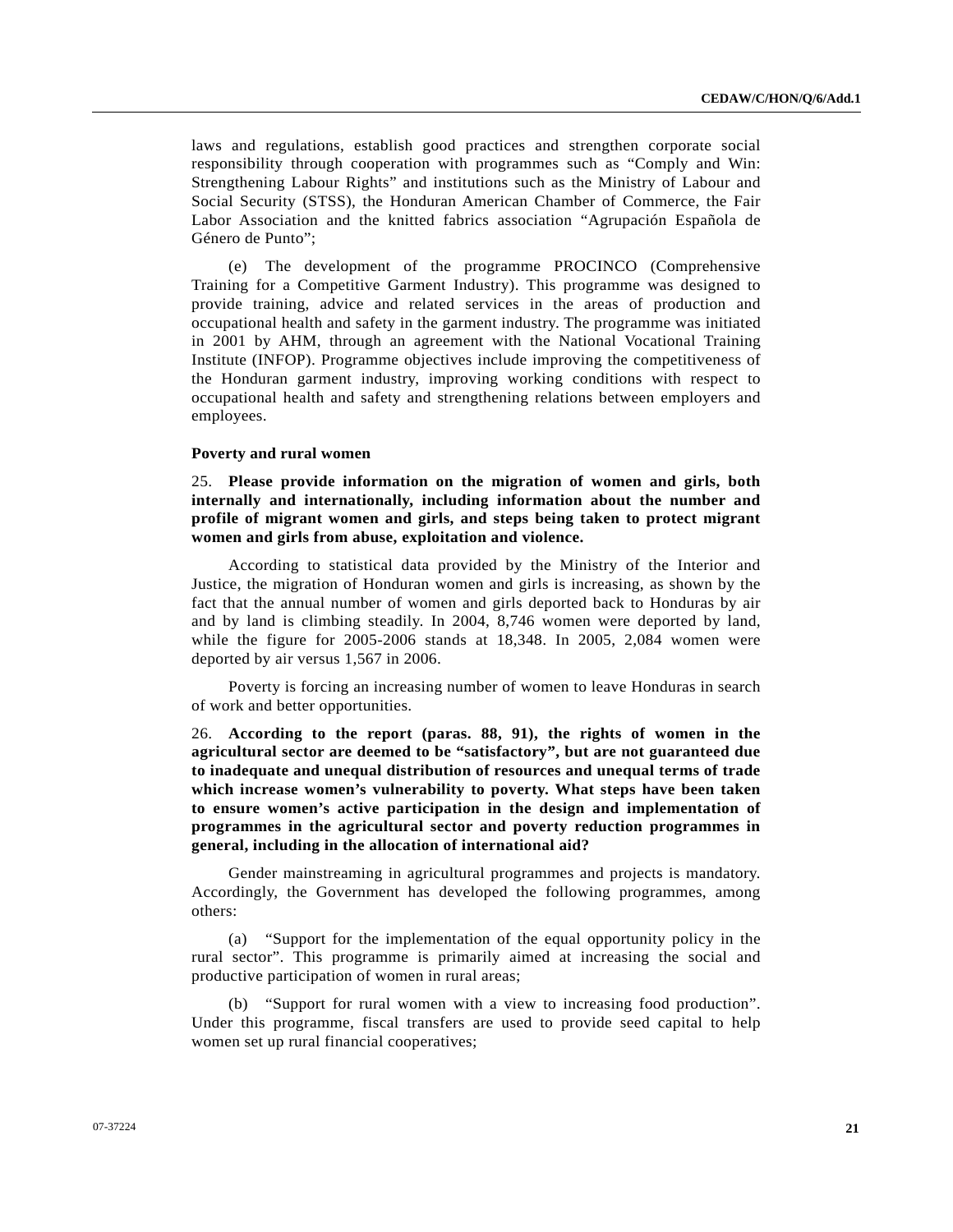laws and regulations, establish good practices and strengthen corporate social responsibility through cooperation with programmes such as "Comply and Win: Strengthening Labour Rights" and institutions such as the Ministry of Labour and Social Security (STSS), the Honduran American Chamber of Commerce, the Fair Labor Association and the knitted fabrics association "Agrupación Española de Género de Punto";

(e) The development of the programme PROCINCO (Comprehensive Training for a Competitive Garment Industry). This programme was designed to provide training, advice and related services in the areas of production and occupational health and safety in the garment industry. The programme was initiated in 2001 by AHM, through an agreement with the National Vocational Training Institute (INFOP). Programme objectives include improving the competitiveness of the Honduran garment industry, improving working conditions with respect to occupational health and safety and strengthening relations between employers and employees.

**Poverty and rural women**

25. **Please provide information on the migration of women and girls, both internally and internationally, including information about the number and profile of migrant women and girls, and steps being taken to protect migrant women and girls from abuse, exploitation and violence.**

According to statistical data provided by the Ministry of the Interior and Justice, the migration of Honduran women and girls is increasing, as shown by the fact that the annual number of women and girls deported back to Honduras by air and by land is climbing steadily. In 2004, 8,746 women were deported by land, while the figure for 2005-2006 stands at 18,348. In 2005, 2,084 women were deported by air versus 1,567 in 2006.

Poverty is forcing an increasing number of women to leave Honduras in search of work and better opportunities.

26. **According to the report (paras. 88, 91), the rights of women in the agricultural sector are deemed to be "satisfactory", but are not guaranteed due to inadequate and unequal distribution of resources and unequal terms of trade which increase women's vulnerability to poverty. What steps have been taken to ensure women's active participation in the design and implementation of programmes in the agricultural sector and poverty reduction programmes in general, including in the allocation of international aid?**

Gender mainstreaming in agricultural programmes and projects is mandatory. Accordingly, the Government has developed the following programmes, among others:

(a) "Support for the implementation of the equal opportunity policy in the rural sector". This programme is primarily aimed at increasing the social and productive participation of women in rural areas;

(b) "Support for rural women with a view to increasing food production". Under this programme, fiscal transfers are used to provide seed capital to help women set up rural financial cooperatives;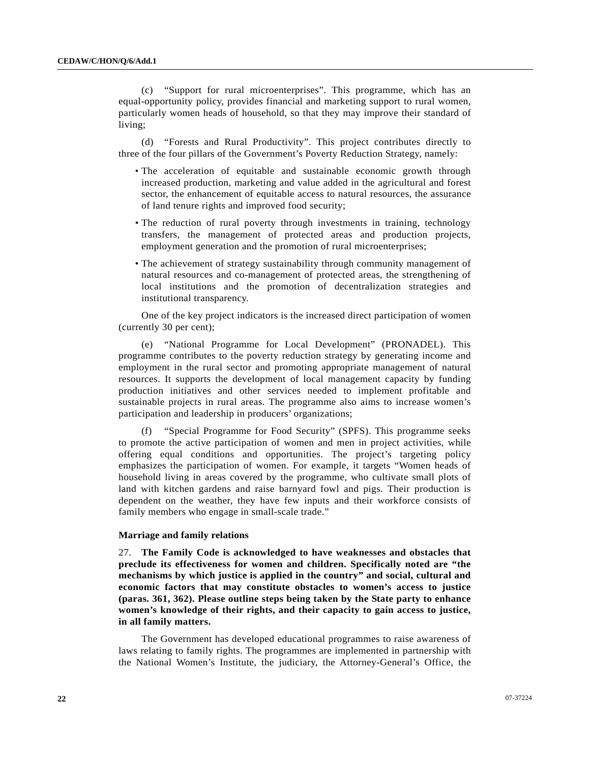(c) "Support for rural microenterprises". This programme, which has an equal-opportunity policy, provides financial and marketing support to rural women, particularly women heads of household, so that they may improve their standard of living;

(d) "Forests and Rural Productivity". This project contributes directly to three of the four pillars of the Government's Poverty Reduction Strategy, namely:

- The acceleration of equitable and sustainable economic growth through increased production, marketing and value added in the agricultural and forest sector, the enhancement of equitable access to natural resources, the assurance of land tenure rights and improved food security;
- The reduction of rural poverty through investments in training, technology transfers, the management of protected areas and production projects, employment generation and the promotion of rural microenterprises;
- The achievement of strategy sustainability through community management of natural resources and co-management of protected areas, the strengthening of local institutions and the promotion of decentralization strategies and institutional transparency.

One of the key project indicators is the increased direct participation of women (currently 30 per cent);

(e) "National Programme for Local Development" (PRONADEL). This programme contributes to the poverty reduction strategy by generating income and employment in the rural sector and promoting appropriate management of natural resources. It supports the development of local management capacity by funding production initiatives and other services needed to implement profitable and sustainable projects in rural areas. The programme also aims to increase women's participation and leadership in producers' organizations;

(f) "Special Programme for Food Security" (SPFS). This programme seeks to promote the active participation of women and men in project activities, while offering equal conditions and opportunities. The project's targeting policy emphasizes the participation of women. For example, it targets "Women heads of household living in areas covered by the programme, who cultivate small plots of land with kitchen gardens and raise barnyard fowl and pigs. Their production is dependent on the weather, they have few inputs and their workforce consists of family members who engage in small-scale trade."

### Marriage and family relations

27. **The Family Code is acknowledged to have weaknesses and obstacles that preclude its effectiveness for women and children. Specifically noted are "the mechanisms by which justice is applied in the country" and social, cultural and economic factors that may constitute obstacles to women's access to justice (paras. 361, 362). Please outline steps being taken by the State party to enhance women's knowledge of their rights, and their capacity to gain access to justice, in all family matters.**

The Government has developed educational programmes to raise awareness of laws relating to family rights. The programmes are implemented in partnership with the National Women's Institute, the judiciary, the Attorney-General's Office, the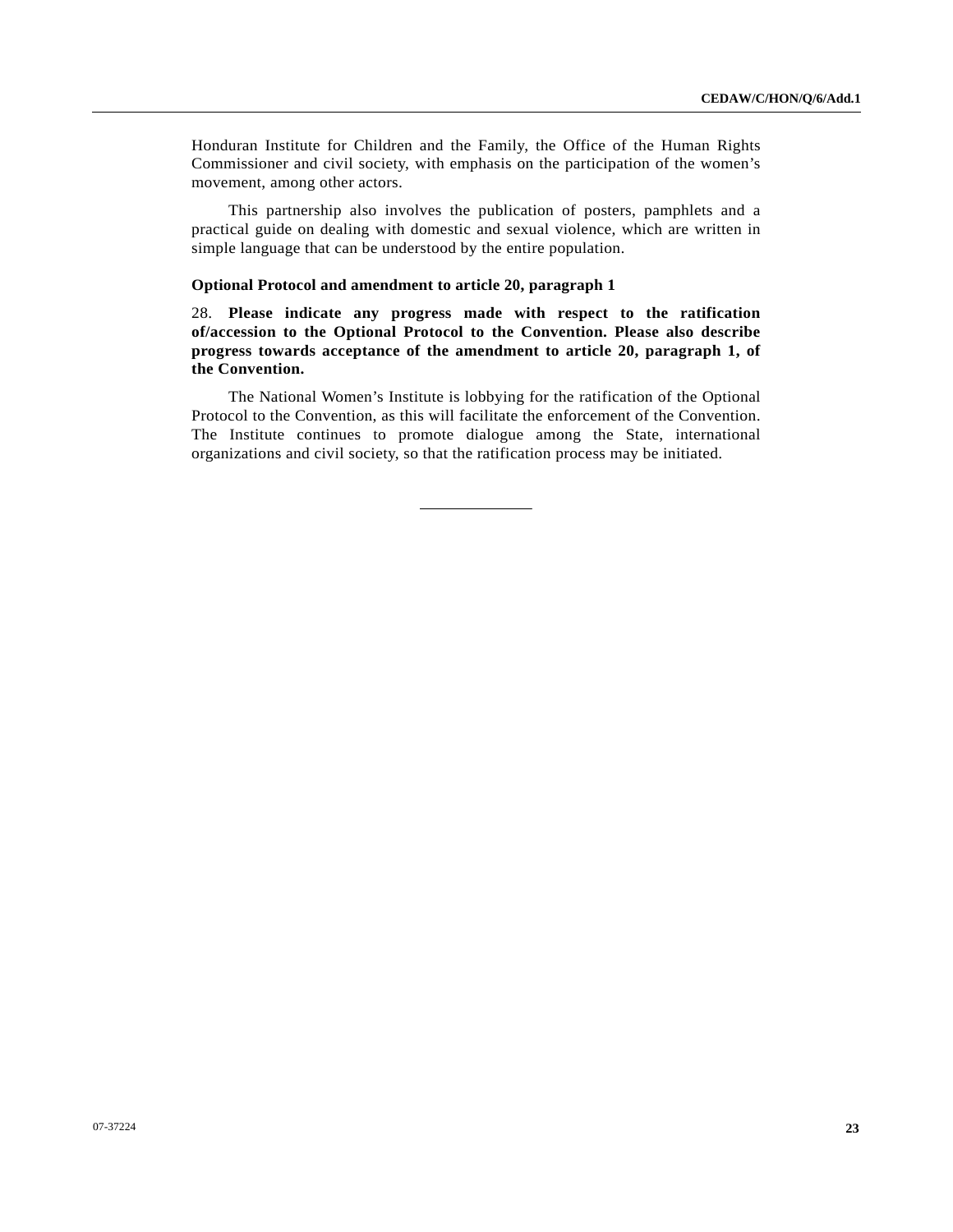Honduran Institute for Children and the Family, the Office of the Human Rights Commissioner and civil society, with emphasis on the participation of the women's movement, among other actors.

This partnership also involves the publication of posters, pamphlets and a practical guide on dealing with domestic and sexual violence, which are written in simple language that can be understood by the entire population.

### Optional Protocol and amendment to article 20, paragraph 1

28. **Please indicate any progress made with respect to the ratification of/accession to the Optional Protocol to the Convention. Please also describe progress towards acceptance of the amendment to article 20, paragraph 1, of the Convention.**

The National Women's Institute is lobbying for the ratification of the Optional Protocol to the Convention, as this will facilitate the enforcement of the Convention. The Institute continues to promote dialogue among the State, international organizations and civil society, so that the ratification process may be initiated.